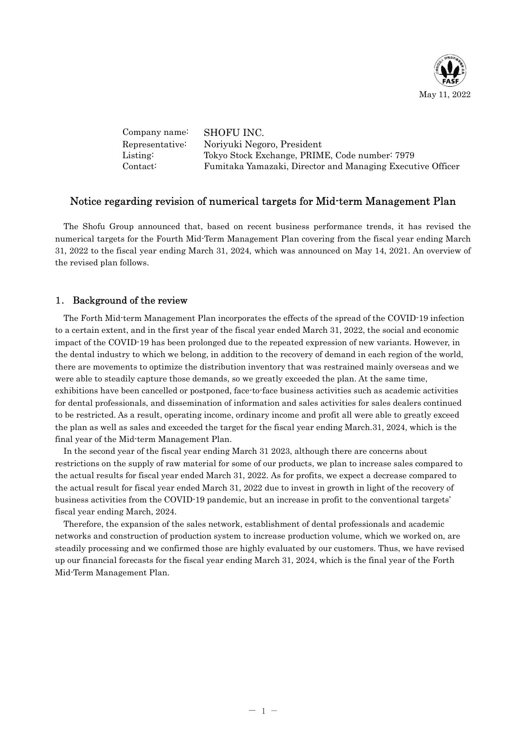May 11, 2022

Company name: SHOFU INC.
Representative: Noriyuki Negoro, President
Listing: Tokyo Stock Exchange, PRIME, Code number: 7979
Contact: Fumitaka Yamazaki, Director and Managing Executive Officer

# Notice regarding revision of numerical targets for Mid-term Management Plan

The Shofu Group announced that, based on recent business performance trends, it has revised the numerical targets for the Fourth Mid-Term Management Plan covering from the fiscal year ending March 31, 2022 to the fiscal year ending March 31, 2024, which was announced on May 14, 2021. An overview of the revised plan follows.

## 1. Background of the review

The Forth Mid-term Management Plan incorporates the effects of the spread of the COVID-19 infection to a certain extent, and in the first year of the fiscal year ended March 31, 2022, the social and economic impact of the COVID-19 has been prolonged due to the repeated expression of new variants. However, in the dental industry to which we belong, in addition to the recovery of demand in each region of the world, there are movements to optimize the distribution inventory that was restrained mainly overseas and we were able to steadily capture those demands, so we greatly exceeded the plan. At the same time, exhibitions have been cancelled or postponed, face-to-face business activities such as academic activities for dental professionals, and dissemination of information and sales activities for sales dealers continued to be restricted. As a result, operating income, ordinary income and profit all were able to greatly exceed the plan as well as sales and exceeded the target for the fiscal year ending March.31, 2024, which is the final year of the Mid-term Management Plan.

In the second year of the fiscal year ending March 31 2023, although there are concerns about restrictions on the supply of raw material for some of our products, we plan to increase sales compared to the actual results for fiscal year ended March 31, 2022. As for profits, we expect a decrease compared to the actual result for fiscal year ended March 31, 2022 due to invest in growth in light of the recovery of business activities from the COVID-19 pandemic, but an increase in profit to the conventional targets' fiscal year ending March, 2024.

Therefore, the expansion of the sales network, establishment of dental professionals and academic networks and construction of production system to increase production volume, which we worked on, are steadily processing and we confirmed those are highly evaluated by our customers. Thus, we have revised up our financial forecasts for the fiscal year ending March 31, 2024, which is the final year of the Forth Mid-Term Management Plan.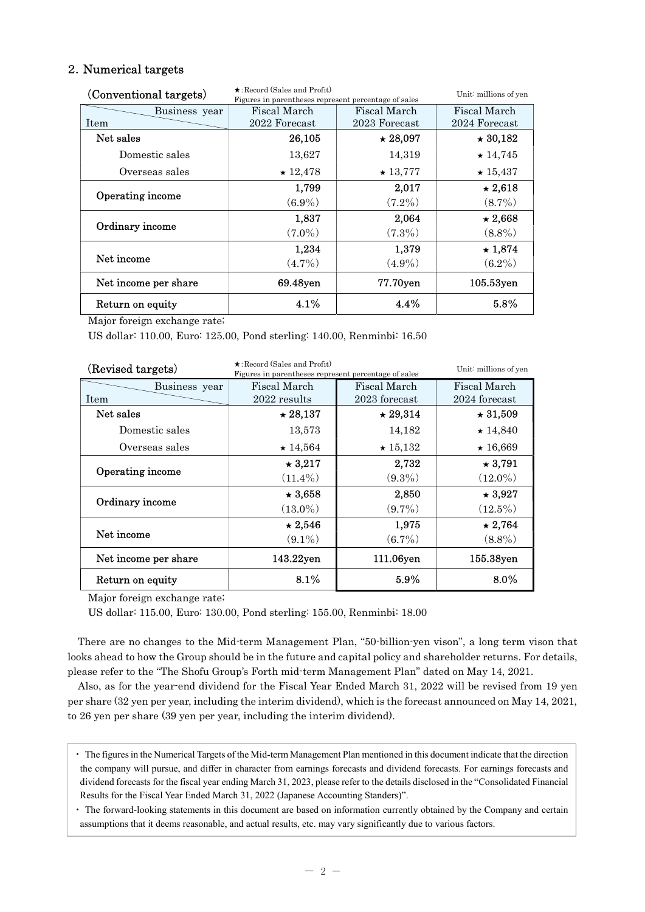## 2. Numerical targets

(Conventional targets)

★: Record (Sales and Profit)
Figures in parentheses represent percentage of sales

Unit: millions of yen

| Item \ Business year | Fiscal March 2022 Forecast | Fiscal March 2023 Forecast | Fiscal March 2024 Forecast |
|---|---|---|---|
| **Net sales** | **26,105** | **★ 28,097** | **★ 30,182** |
| Domestic sales | 13,627 | 14,319 | ★ 14,745 |
| Overseas sales | ★ 12,478 | ★ 13,777 | ★ 15,437 |
| **Operating income** | **1,799** (6.9%) | **2,017** (7.2%) | **★ 2,618** (8.7%) |
| **Ordinary income** | **1,837** (7.0%) | **2,064** (7.3%) | **★ 2,668** (8.8%) |
| **Net income** | **1,234** (4.7%) | **1,379** (4.9%) | **★ 1,874** (6.2%) |
| **Net income per share** | **69.48yen** | **77.70yen** | **105.53yen** |
| **Return on equity** | 4.1% | 4.4% | 5.8% |

Major foreign exchange rate;

US dollar: 110.00, Euro: 125.00, Pond sterling: 140.00, Renminbi: 16.50

(Revised targets)

★: Record (Sales and Profit)
Figures in parentheses represent percentage of sales

Unit: millions of yen

| Item \ Business year | Fiscal March 2022 results | Fiscal March 2023 forecast | Fiscal March 2024 forecast |
|---|---|---|---|
| **Net sales** | **★ 28,137** | **★ 29,314** | **★ 31,509** |
| Domestic sales | 13,573 | 14,182 | ★ 14,840 |
| Overseas sales | ★ 14,564 | ★ 15,132 | ★ 16,669 |
| **Operating income** | **★ 3,217** (11.4%) | **2,732** (9.3%) | **★ 3,791** (12.0%) |
| **Ordinary income** | **★ 3,658** (13.0%) | **2,850** (9.7%) | **★ 3,927** (12.5%) |
| **Net income** | **★ 2,546** (9.1%) | **1,975** (6.7%) | **★ 2,764** (8.8%) |
| **Net income per share** | **143.22yen** | **111.06yen** | **155.38yen** |
| **Return on equity** | 8.1% | 5.9% | 8.0% |

Major foreign exchange rate;

US dollar: 115.00, Euro: 130.00, Pond sterling: 155.00, Renminbi: 18.00

There are no changes to the Mid-term Management Plan, "50-billion-yen vison", a long term vison that looks ahead to how the Group should be in the future and capital policy and shareholder returns. For details, please refer to the "The Shofu Group's Forth mid-term Management Plan" dated on May 14, 2021.

Also, as for the year-end dividend for the Fiscal Year Ended March 31, 2022 will be revised from 19 yen per share (32 yen per year, including the interim dividend), which is the forecast announced on May 14, 2021, to 26 yen per share (39 yen per year, including the interim dividend).

- The figures in the Numerical Targets of the Mid-term Management Plan mentioned in this document indicate that the direction the company will pursue, and differ in character from earnings forecasts and dividend forecasts. For earnings forecasts and dividend forecasts for the fiscal year ending March 31, 2023, please refer to the details disclosed in the "Consolidated Financial Results for the Fiscal Year Ended March 31, 2022 (Japanese Accounting Standers)".
- The forward-looking statements in this document are based on information currently obtained by the Company and certain assumptions that it deems reasonable, and actual results, etc. may vary significantly due to various factors.